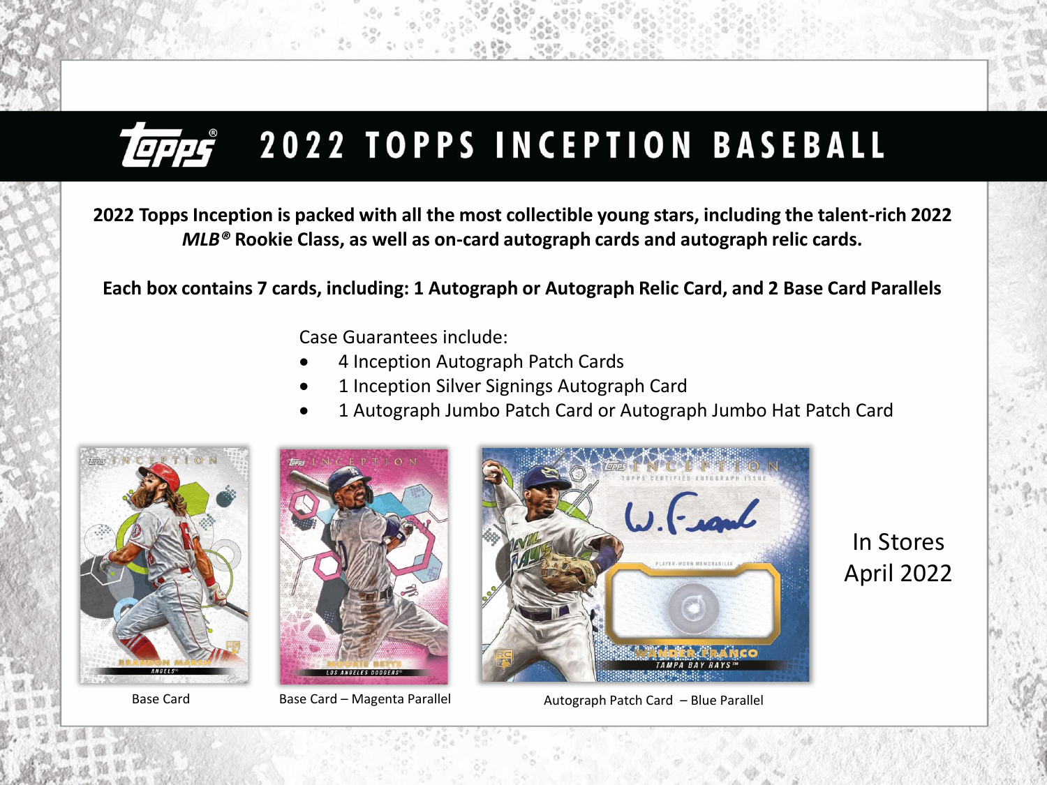# 2022 TOPPS INCEPTION BASEBALL

**2022 Topps Inception is packed with all the most collectible young stars, including the talent-rich 2022 *MLB®* Rookie Class, as well as on-card autograph cards and autograph relic cards.**

**Each box contains 7 cards, including: 1 Autograph or Autograph Relic Card, and 2 Base Card Parallels**

Case Guarantees include:

- 4 Inception Autograph Patch Cards
- 1 Inception Silver Signings Autograph Card
- 1 Autograph Jumbo Patch Card or Autograph Jumbo Hat Patch Card

Base Card

Base Card – Magenta Parallel

Autograph Patch Card – Blue Parallel

In Stores April 2022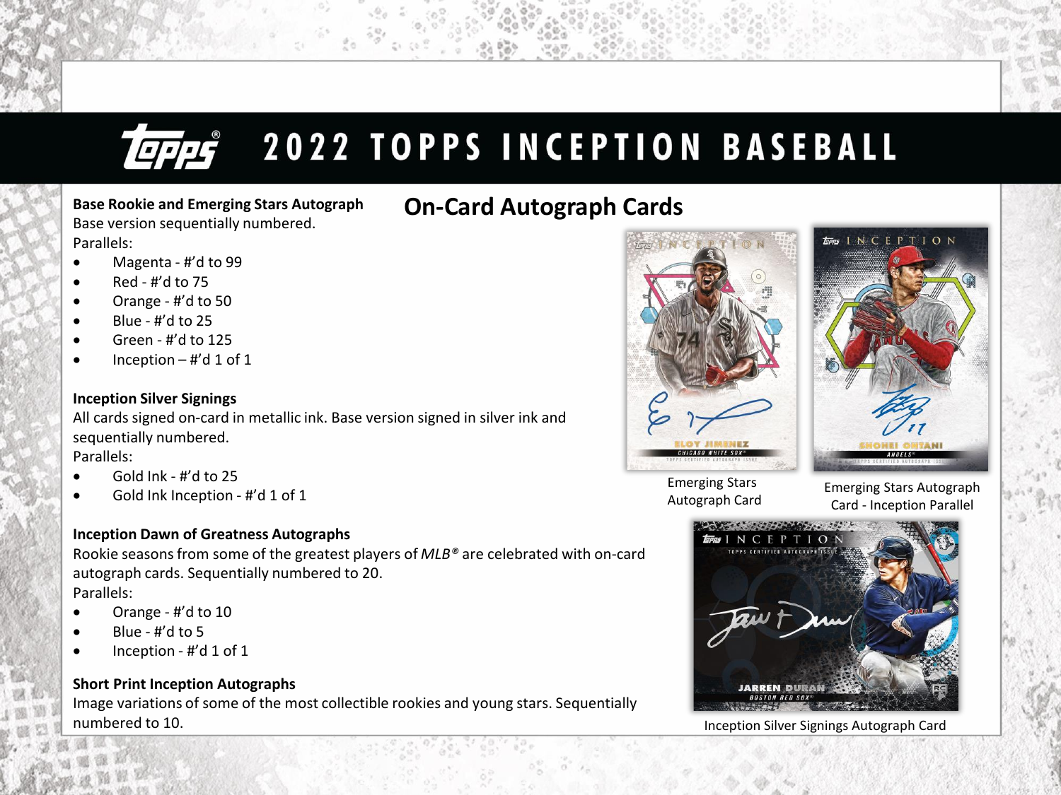# 2022 TOPPS INCEPTION BASEBALL

## On-Card Autograph Cards

**Base Rookie and Emerging Stars Autograph**
Base version sequentially numbered.
Parallels:

- Magenta - #'d to 99
- Red - #'d to 75
- Orange - #'d to 50
- Blue - #'d to 25
- Green - #'d to 125
- Inception – #'d 1 of 1

**Inception Silver Signings**
All cards signed on-card in metallic ink. Base version signed in silver ink and sequentially numbered.
Parallels:

- Gold Ink - #'d to 25
- Gold Ink Inception - #'d 1 of 1

**Inception Dawn of Greatness Autographs**
Rookie seasons from some of the greatest players of *MLB®* are celebrated with on-card autograph cards. Sequentially numbered to 20.
Parallels:

- Orange - #'d to 10
- Blue - #'d to 5
- Inception - #'d 1 of 1

**Short Print Inception Autographs**
Image variations of some of the most collectible rookies and young stars. Sequentially numbered to 10.

Emerging Stars Autograph Card

Emerging Stars Autograph Card - Inception Parallel

Inception Silver Signings Autograph Card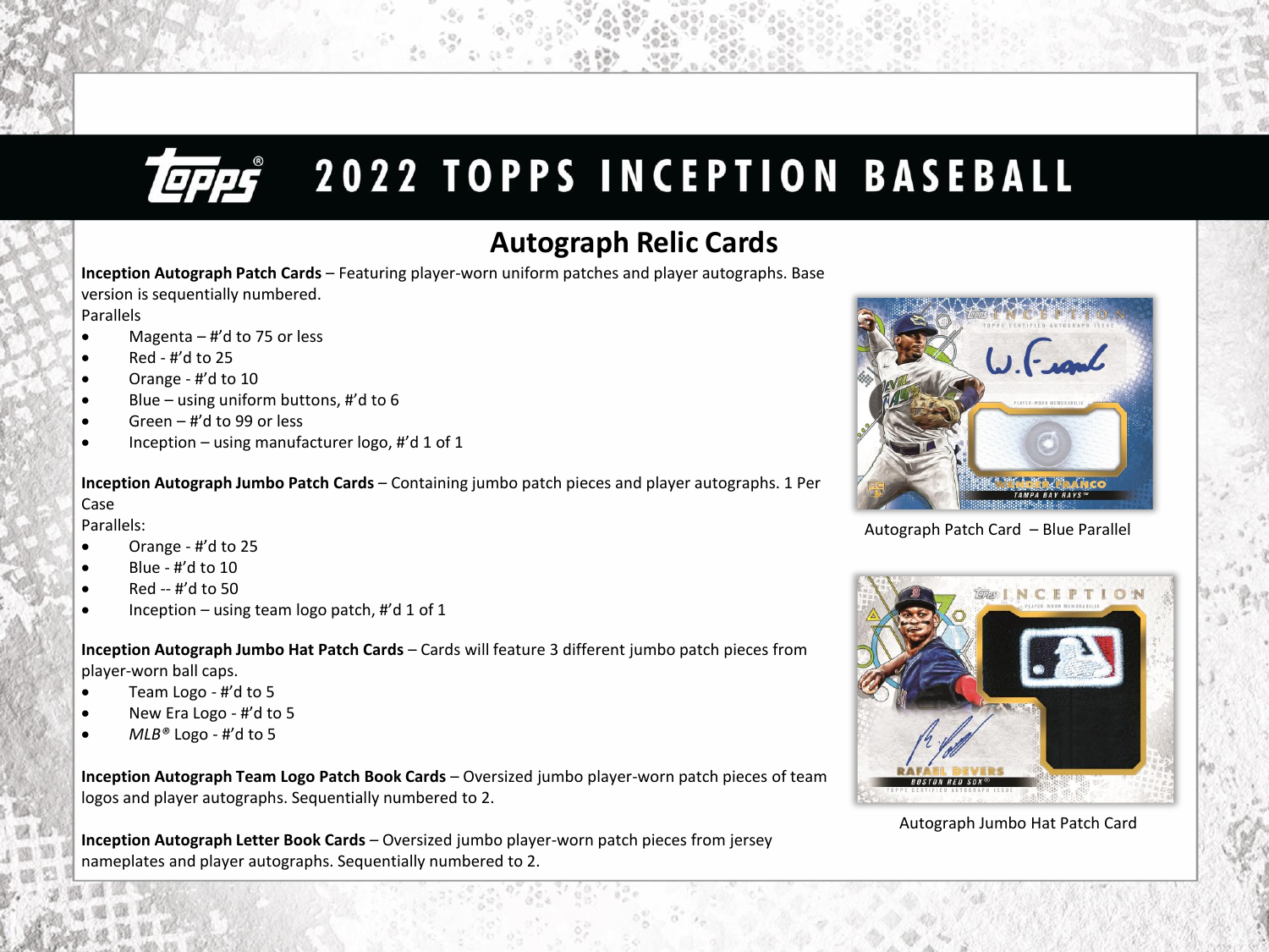# 2022 TOPPS INCEPTION BASEBALL

## Autograph Relic Cards

**Inception Autograph Patch Cards** – Featuring player-worn uniform patches and player autographs. Base version is sequentially numbered.

Parallels

- Magenta – #'d to 75 or less
- Red - #'d to 25
- Orange - #'d to 10
- Blue – using uniform buttons, #'d to 6
- Green – #'d to 99 or less
- Inception – using manufacturer logo, #'d 1 of 1

**Inception Autograph Jumbo Patch Cards** – Containing jumbo patch pieces and player autographs. 1 Per Case

Parallels:

- Orange - #'d to 25
- Blue - #'d to 10
- Red -- #'d to 50
- Inception – using team logo patch, #'d 1 of 1

**Inception Autograph Jumbo Hat Patch Cards** – Cards will feature 3 different jumbo patch pieces from player-worn ball caps.

- Team Logo - #'d to 5
- New Era Logo - #'d to 5
- *MLB®* Logo - #'d to 5

**Inception Autograph Team Logo Patch Book Cards** – Oversized jumbo player-worn patch pieces of team logos and player autographs. Sequentially numbered to 2.

**Inception Autograph Letter Book Cards** – Oversized jumbo player-worn patch pieces from jersey nameplates and player autographs. Sequentially numbered to 2.

Autograph Patch Card – Blue Parallel

Autograph Jumbo Hat Patch Card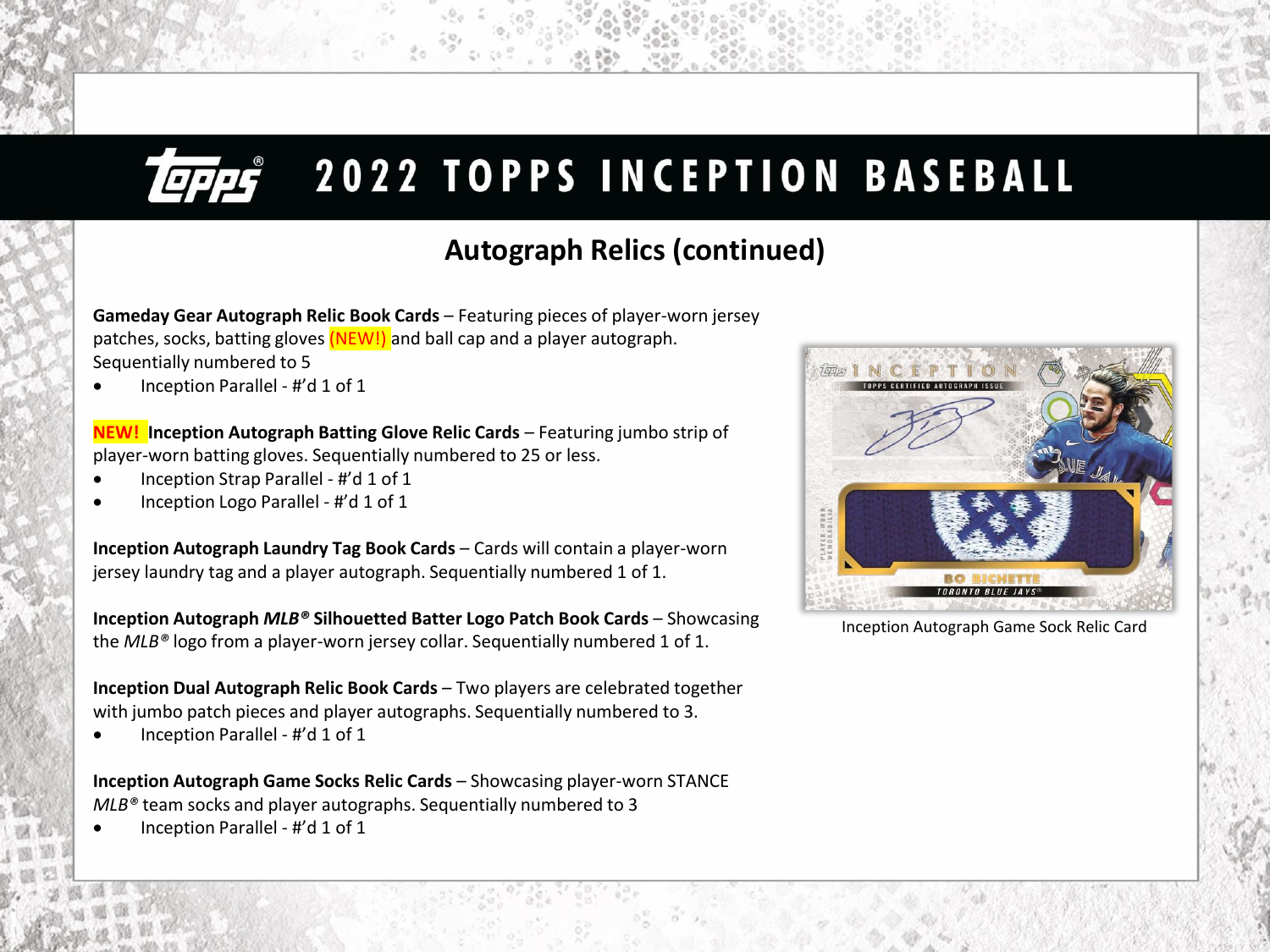# 2022 TOPPS INCEPTION BASEBALL

## Autograph Relics (continued)

**Gameday Gear Autograph Relic Book Cards** – Featuring pieces of player-worn jersey patches, socks, batting gloves (NEW!) and ball cap and a player autograph. Sequentially numbered to 5

- Inception Parallel - #'d 1 of 1

**NEW! Inception Autograph Batting Glove Relic Cards** – Featuring jumbo strip of player-worn batting gloves. Sequentially numbered to 25 or less.

- Inception Strap Parallel - #'d 1 of 1
- Inception Logo Parallel - #'d 1 of 1

**Inception Autograph Laundry Tag Book Cards** – Cards will contain a player-worn jersey laundry tag and a player autograph. Sequentially numbered 1 of 1.

**Inception Autograph *MLB®* Silhouetted Batter Logo Patch Book Cards** – Showcasing the *MLB®* logo from a player-worn jersey collar. Sequentially numbered 1 of 1.

**Inception Dual Autograph Relic Book Cards** – Two players are celebrated together with jumbo patch pieces and player autographs. Sequentially numbered to 3.

- Inception Parallel - #'d 1 of 1

**Inception Autograph Game Socks Relic Cards** – Showcasing player-worn STANCE *MLB®* team socks and player autographs. Sequentially numbered to 3

- Inception Parallel - #'d 1 of 1

Inception Autograph Game Sock Relic Card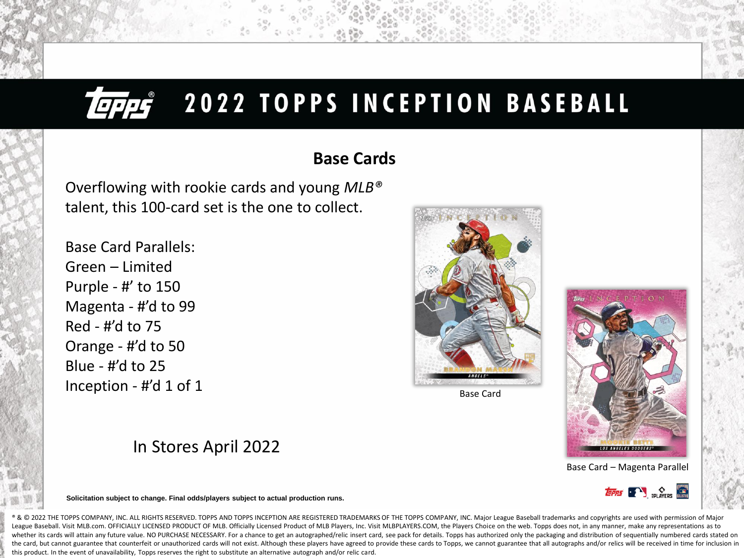# 2022 TOPPS INCEPTION BASEBALL

## Base Cards

Overflowing with rookie cards and young *MLB®* talent, this 100-card set is the one to collect.

Base Card Parallels:
Green – Limited
Purple - #' to 150
Magenta - #'d to 99
Red - #'d to 75
Orange - #'d to 50
Blue - #'d to 25
Inception - #'d 1 of 1

Base Card

Base Card – Magenta Parallel

In Stores April 2022

**Solicitation subject to change. Final odds/players subject to actual production runs.**

® & © 2022 THE TOPPS COMPANY, INC. ALL RIGHTS RESERVED. TOPPS AND TOPPS INCEPTION ARE REGISTERED TRADEMARKS OF THE TOPPS COMPANY, INC. Major League Baseball trademarks and copyrights are used with permission of Major League Baseball. Visit MLB.com. OFFICIALLY LICENSED PRODUCT OF MLB. Officially Licensed Product of MLB Players, Inc. Visit MLBPLAYERS.COM, the Players Choice on the web. Topps does not, in any manner, make any representations as to whether its cards will attain any future value. NO PURCHASE NECESSARY. For a chance to get an autographed/relic insert card, see pack for details. Topps has authorized only the packaging and distribution of sequentially numbered cards stated on the card, but cannot guarantee that counterfeit or unauthorized cards will not exist. Although these players have agreed to provide these cards to Topps, we cannot guarantee that all autographs and/or relics will be received in time for inclusion in this product. In the event of unavailability, Topps reserves the right to substitute an alternative autograph and/or relic card.